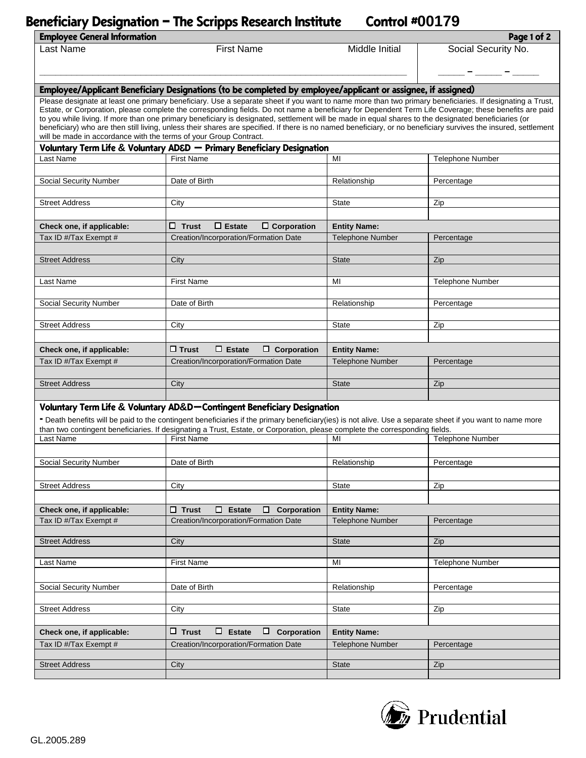# Beneficiary Designation – The Scripps Research Institute Control #00179

## Employee General Information

| Last Name | First Name | Middle Initial | Social Security No. |
|---|---|---|---|
| | | | _____ – _____ – _____ |

## Employee/Applicant Beneficiary Designations (to be completed by employee/applicant or assignee, if assigned)

Please designate at least one primary beneficiary. Use a separate sheet if you want to name more than two primary beneficiaries. If designating a Trust, Estate, or Corporation, please complete the corresponding fields. Do not name a beneficiary for Dependent Term Life Coverage; these benefits are paid to you while living. If more than one primary beneficiary is designated, settlement will be made in equal shares to the designated beneficiaries (or beneficiary) who are then still living, unless their shares are specified. If there is no named beneficiary, or no beneficiary survives the insured, settlement will be made in accordance with the terms of your Group Contract.

### Voluntary Term Life & Voluntary AD&D – Primary Beneficiary Designation

| Last Name | First Name | MI | Telephone Number |
|---|---|---|---|
| | | | |
| Social Security Number | Date of Birth | Relationship | Percentage |
| | | | |
| Street Address | City | State | Zip |
| | | | |
| **Check one, if applicable:** | ☐ **Trust** ☐ **Estate** ☐ **Corporation** | **Entity Name:** | |
| Tax ID #/Tax Exempt # | Creation/Incorporation/Formation Date | Telephone Number | Percentage |
| | | | |
| Street Address | City | State | Zip |
| | | | |
| Last Name | First Name | MI | Telephone Number |
| | | | |
| Social Security Number | Date of Birth | Relationship | Percentage |
| | | | |
| Street Address | City | State | Zip |
| | | | |
| **Check one, if applicable:** | ☐ **Trust** ☐ **Estate** ☐ **Corporation** | **Entity Name:** | |
| Tax ID #/Tax Exempt # | Creation/Incorporation/Formation Date | Telephone Number | Percentage |
| | | | |
| Street Address | City | State | Zip |
| | | | |

### Voluntary Term Life & Voluntary AD&D–Contingent Beneficiary Designation

- Death benefits will be paid to the contingent beneficiaries if the primary beneficiary(ies) is not alive. Use a separate sheet if you want to name more than two contingent beneficiaries. If designating a Trust, Estate, or Corporation, please complete the corresponding fields.

| Last Name | First Name | MI | Telephone Number |
|---|---|---|---|
| | | | |
| Social Security Number | Date of Birth | Relationship | Percentage |
| | | | |
| Street Address | City | State | Zip |
| | | | |
| **Check one, if applicable:** | ☐ **Trust** ☐ **Estate** ☐ **Corporation** | **Entity Name:** | |
| Tax ID #/Tax Exempt # | Creation/Incorporation/Formation Date | Telephone Number | Percentage |
| | | | |
| Street Address | City | State | Zip |
| | | | |
| Last Name | First Name | MI | Telephone Number |
| | | | |
| Social Security Number | Date of Birth | Relationship | Percentage |
| | | | |
| Street Address | City | State | Zip |
| | | | |
| **Check one, if applicable:** | ☐ **Trust** ☐ **Estate** ☐ **Corporation** | **Entity Name:** | |
| Tax ID #/Tax Exempt # | Creation/Incorporation/Formation Date | Telephone Number | Percentage |
| | | | |
| Street Address | City | State | Zip |
| | | | |

Prudential

GL.2005.289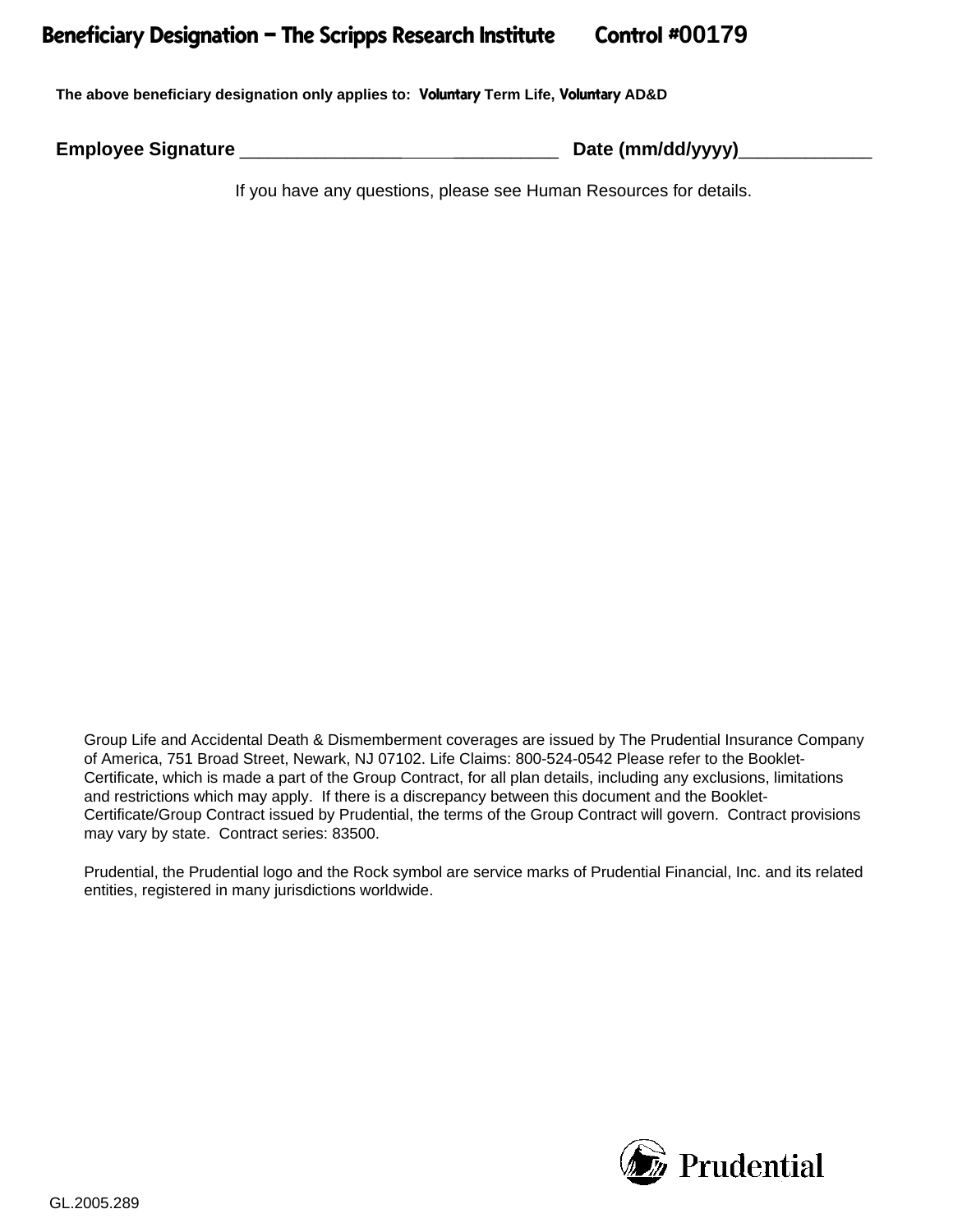# Beneficiary Designation – The Scripps Research Institute Control #00179

**The above beneficiary designation only applies to: Voluntary Term Life, Voluntary AD&D**

**Employee Signature** ______________________________ **Date (mm/dd/yyyy)**_____________

If you have any questions, please see Human Resources for details.

Group Life and Accidental Death & Dismemberment coverages are issued by The Prudential Insurance Company of America, 751 Broad Street, Newark, NJ 07102. Life Claims: 800-524-0542 Please refer to the Booklet-Certificate, which is made a part of the Group Contract, for all plan details, including any exclusions, limitations and restrictions which may apply. If there is a discrepancy between this document and the Booklet-Certificate/Group Contract issued by Prudential, the terms of the Group Contract will govern. Contract provisions may vary by state. Contract series: 83500.

Prudential, the Prudential logo and the Rock symbol are service marks of Prudential Financial, Inc. and its related entities, registered in many jurisdictions worldwide.

Prudential

GL.2005.289